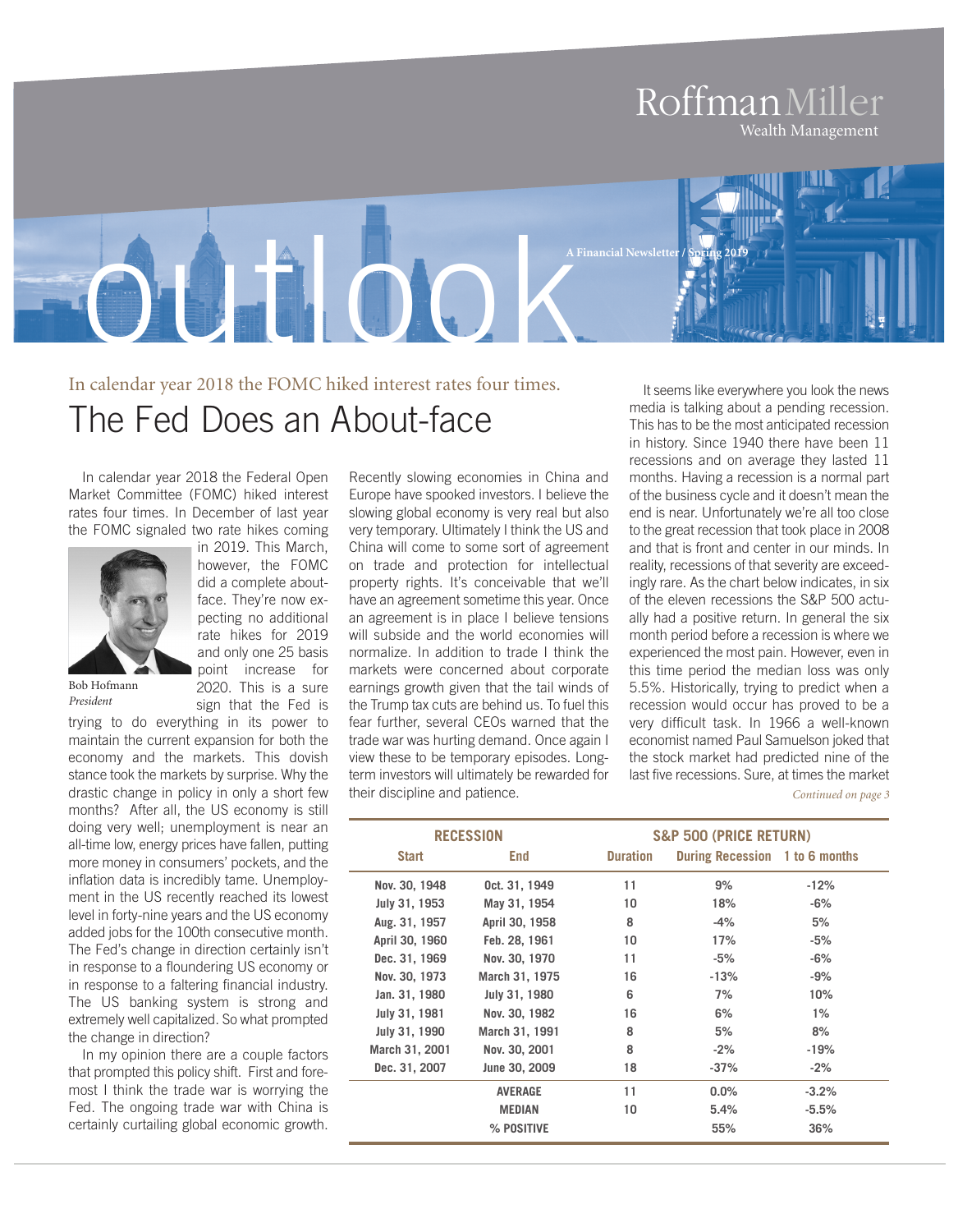RoffmanMiller Wealth Management

# outlook

A Financial Newsletter / Spring 2019

In calendar year 2018 the FOMC hiked interest rates four times.

## The Fed Does an About-face

In calendar year 2018 the Federal Open Market Committee (FOMC) hiked interest rates four times. In December of last year the FOMC signaled two rate hikes coming in 2019. This March, however, the FOMC did a complete about-face. They're now expecting no additional rate hikes for 2019 and only one 25 basis point increase for 2020. This is a sure sign that the Fed is trying to do everything in its power to maintain the current expansion for both the economy and the markets. This dovish stance took the markets by surprise. Why the drastic change in policy in only a short few months? After all, the US economy is still doing very well; unemployment is near an all-time low, energy prices have fallen, putting more money in consumers' pockets, and the inflation data is incredibly tame. Unemployment in the US recently reached its lowest level in forty-nine years and the US economy added jobs for the 100th consecutive month. The Fed's change in direction certainly isn't in response to a floundering US economy or in response to a faltering financial industry. The US banking system is strong and extremely well capitalized. So what prompted the change in direction?

Bob Hofmann
*President*

In my opinion there are a couple factors that prompted this policy shift. First and foremost I think the trade war is worrying the Fed. The ongoing trade war with China is certainly curtailing global economic growth. Recently slowing economies in China and Europe have spooked investors. I believe the slowing global economy is very real but also very temporary. Ultimately I think the US and China will come to some sort of agreement on trade and protection for intellectual property rights. It's conceivable that we'll have an agreement sometime this year. Once an agreement is in place I believe tensions will subside and the world economies will normalize. In addition to trade I think the markets were concerned about corporate earnings growth given that the tail winds of the Trump tax cuts are behind us. To fuel this fear further, several CEOs warned that the trade war was hurting demand. Once again I view these to be temporary episodes. Long-term investors will ultimately be rewarded for their discipline and patience.

It seems like everywhere you look the news media is talking about a pending recession. This has to be the most anticipated recession in history. Since 1940 there have been 11 recessions and on average they lasted 11 months. Having a recession is a normal part of the business cycle and it doesn't mean the end is near. Unfortunately we're all too close to the great recession that took place in 2008 and that is front and center in our minds. In reality, recessions of that severity are exceedingly rare. As the chart below indicates, in six of the eleven recessions the S&P 500 actually had a positive return. In general the six month period before a recession is where we experienced the most pain. However, even in this time period the median loss was only 5.5%. Historically, trying to predict when a recession would occur has proved to be a very difficult task. In 1966 a well-known economist named Paul Samuelson joked that the stock market had predicted nine of the last five recessions. Sure, at times the market

*Continued on page 3*

| RECESSION | | | S&P 500 (PRICE RETURN) | |
|---|---|---|---|---|
| Start | End | Duration | During Recession | 1 to 6 months |
| Nov. 30, 1948 | Oct. 31, 1949 | 11 | 9% | -12% |
| July 31, 1953 | May 31, 1954 | 10 | 18% | -6% |
| Aug. 31, 1957 | April 30, 1958 | 8 | -4% | 5% |
| April 30, 1960 | Feb. 28, 1961 | 10 | 17% | -5% |
| Dec. 31, 1969 | Nov. 30, 1970 | 11 | -5% | -6% |
| Nov. 30, 1973 | March 31, 1975 | 16 | -13% | -9% |
| Jan. 31, 1980 | July 31, 1980 | 6 | 7% | 10% |
| July 31, 1981 | Nov. 30, 1982 | 16 | 6% | 1% |
| July 31, 1990 | March 31, 1991 | 8 | 5% | 8% |
| March 31, 2001 | Nov. 30, 2001 | 8 | -2% | -19% |
| Dec. 31, 2007 | June 30, 2009 | 18 | -37% | -2% |
| | AVERAGE | 11 | 0.0% | -3.2% |
| | MEDIAN | 10 | 5.4% | -5.5% |
| | % POSITIVE | | 55% | 36% |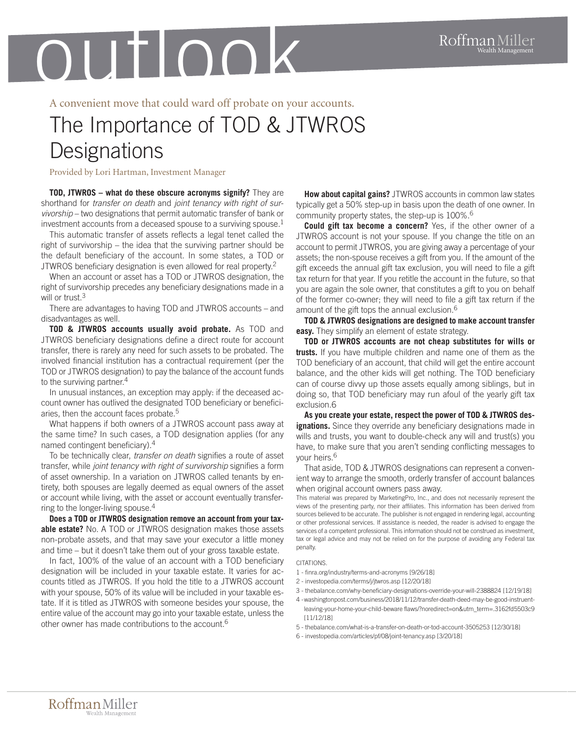A convenient move that could ward off probate on your accounts.

# The Importance of TOD & JTWROS Designations

Provided by Lori Hartman, Investment Manager

**TOD, JTWROS – what do these obscure acronyms signify?** They are shorthand for *transfer on death* and *joint tenancy with right of survivorship* – two designations that permit automatic transfer of bank or investment accounts from a deceased spouse to a surviving spouse.[1]

This automatic transfer of assets reflects a legal tenet called the right of survivorship – the idea that the surviving partner should be the default beneficiary of the account. In some states, a TOD or JTWROS beneficiary designation is even allowed for real property.[2]

When an account or asset has a TOD or JTWROS designation, the right of survivorship precedes any beneficiary designations made in a will or trust.[3]

There are advantages to having TOD and JTWROS accounts – and disadvantages as well.

**TOD & JTWROS accounts usually avoid probate.** As TOD and JTWROS beneficiary designations define a direct route for account transfer, there is rarely any need for such assets to be probated. The involved financial institution has a contractual requirement (per the TOD or JTWROS designation) to pay the balance of the account funds to the surviving partner.[4]

In unusual instances, an exception may apply: if the deceased account owner has outlived the designated TOD beneficiary or beneficiaries, then the account faces probate.[5]

What happens if both owners of a JTWROS account pass away at the same time? In such cases, a TOD designation applies (for any named contingent beneficiary).[4]

To be technically clear, *transfer on death* signifies a route of asset transfer, while *joint tenancy with right of survivorship* signifies a form of asset ownership. In a variation on JTWROS called tenants by entirety, both spouses are legally deemed as equal owners of the asset or account while living, with the asset or account eventually transferring to the longer-living spouse.[4]

**Does a TOD or JTWROS designation remove an account from your taxable estate?** No. A TOD or JTWROS designation makes those assets non-probate assets, and that may save your executor a little money and time – but it doesn't take them out of your gross taxable estate.

In fact, 100% of the value of an account with a TOD beneficiary designation will be included in your taxable estate. It varies for accounts titled as JTWROS. If you hold the title to a JTWROS account with your spouse, 50% of its value will be included in your taxable estate. If it is titled as JTWROS with someone besides your spouse, the entire value of the account may go into your taxable estate, unless the other owner has made contributions to the account.[6]

**How about capital gains?** JTWROS accounts in common law states typically get a 50% step-up in basis upon the death of one owner. In community property states, the step-up is 100%.[6]

**Could gift tax become a concern?** Yes, if the other owner of a JTWROS account is not your spouse. If you change the title on an account to permit JTWROS, you are giving away a percentage of your assets; the non-spouse receives a gift from you. If the amount of the gift exceeds the annual gift tax exclusion, you will need to file a gift tax return for that year. If you retitle the account in the future, so that you are again the sole owner, that constitutes a gift to you on behalf of the former co-owner; they will need to file a gift tax return if the amount of the gift tops the annual exclusion.[6]

**TOD & JTWROS designations are designed to make account transfer easy.** They simplify an element of estate strategy.

**TOD or JTWROS accounts are not cheap substitutes for wills or trusts.** If you have multiple children and name one of them as the TOD beneficiary of an account, that child will get the entire account balance, and the other kids will get nothing. The TOD beneficiary can of course divvy up those assets equally among siblings, but in doing so, that TOD beneficiary may run afoul of the yearly gift tax exclusion.6

**As you create your estate, respect the power of TOD & JTWROS designations.** Since they override any beneficiary designations made in wills and trusts, you want to double-check any will and trust(s) you have, to make sure that you aren't sending conflicting messages to your heirs.[6]

That aside, TOD & JTWROS designations can represent a convenient way to arrange the smooth, orderly transfer of account balances when original account owners pass away.

This material was prepared by MarketingPro, Inc., and does not necessarily represent the views of the presenting party, nor their affiliates. This information has been derived from sources believed to be accurate. The publisher is not engaged in rendering legal, accounting or other professional services. If assistance is needed, the reader is advised to engage the services of a competent professional. This information should not be construed as investment, tax or legal advice and may not be relied on for the purpose of avoiding any Federal tax penalty.

CITATIONS.

1 - finra.org/industry/terms-and-acronyms [9/26/18]
2 - investopedia.com/terms/j/jtwros.asp [12/20/18]
3 - thebalance.com/why-beneficiary-designations-override-your-will-2388824 [12/19/18]
4 - washingtonpost.com/business/2018/11/12/transfer-death-deed-may-be-good-instruent-leaving-your-home-your-child-beware flaws/?noredirect=on&utm_term=.3162fd5503c9 [11/12/18]
5 - thebalance.com/what-is-a-transfer-on-death-or-tod-account-3505253 [12/30/18]
6 - investopedia.com/articles/pf/08/joint-tenancy.asp [3/20/18]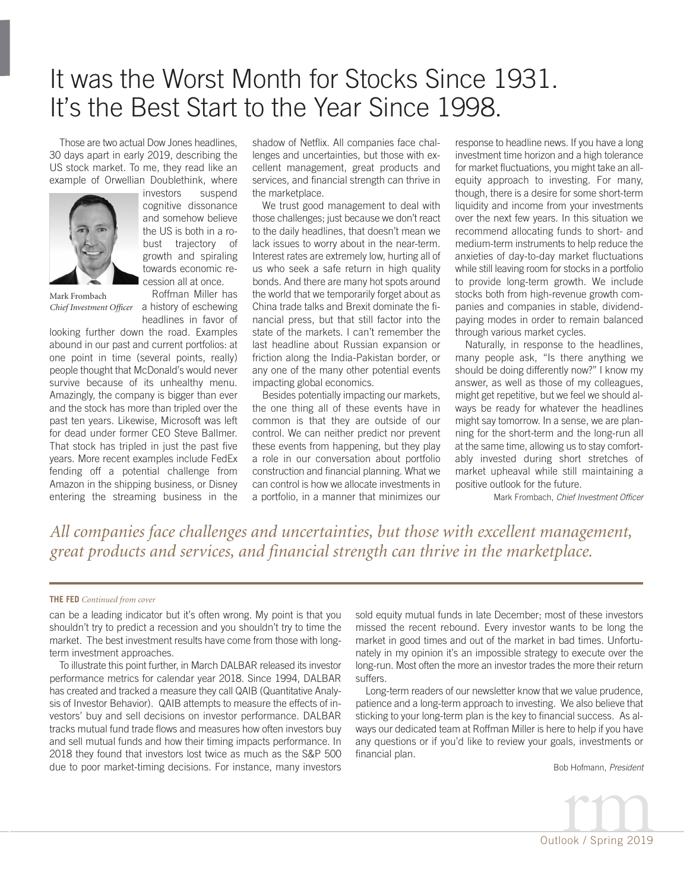# It was the Worst Month for Stocks Since 1931. It's the Best Start to the Year Since 1998.

Those are two actual Dow Jones headlines, 30 days apart in early 2019, describing the US stock market. To me, they read like an example of Orwellian Doublethink, where investors suspend cognitive dissonance and somehow believe the US is both in a robust trajectory of growth and spiraling towards economic recession all at once.

Mark Frombach
*Chief Investment Officer*

Roffman Miller has a history of eschewing headlines in favor of looking further down the road. Examples abound in our past and current portfolios: at one point in time (several points, really) people thought that McDonald's would never survive because of its unhealthy menu. Amazingly, the company is bigger than ever and the stock has more than tripled over the past ten years. Likewise, Microsoft was left for dead under former CEO Steve Ballmer. That stock has tripled in just the past five years. More recent examples include FedEx fending off a potential challenge from Amazon in the shipping business, or Disney entering the streaming business in the shadow of Netflix. All companies face challenges and uncertainties, but those with excellent management, great products and services, and financial strength can thrive in the marketplace.

We trust good management to deal with those challenges; just because we don't react to the daily headlines, that doesn't mean we lack issues to worry about in the near-term. Interest rates are extremely low, hurting all of us who seek a safe return in high quality bonds. And there are many hot spots around the world that we temporarily forget about as China trade talks and Brexit dominate the financial press, but that still factor into the state of the markets. I can't remember the last headline about Russian expansion or friction along the India-Pakistan border, or any one of the many other potential events impacting global economics.

Besides potentially impacting our markets, the one thing all of these events have in common is that they are outside of our control. We can neither predict nor prevent these events from happening, but they play a role in our conversation about portfolio construction and financial planning. What we can control is how we allocate investments in a portfolio, in a manner that minimizes our response to headline news. If you have a long investment time horizon and a high tolerance for market fluctuations, you might take an all-equity approach to investing. For many, though, there is a desire for some short-term liquidity and income from your investments over the next few years. In this situation we recommend allocating funds to short- and medium-term instruments to help reduce the anxieties of day-to-day market fluctuations while still leaving room for stocks in a portfolio to provide long-term growth. We include stocks both from high-revenue growth companies and companies in stable, dividend-paying modes in order to remain balanced through various market cycles.

Naturally, in response to the headlines, many people ask, "Is there anything we should be doing differently now?" I know my answer, as well as those of my colleagues, might get repetitive, but we feel we should always be ready for whatever the headlines might say tomorrow. In a sense, we are planning for the short-term and the long-run all at the same time, allowing us to stay comfortably invested during short stretches of market upheaval while still maintaining a positive outlook for the future.

Mark Frombach, *Chief Investment Officer*

*All companies face challenges and uncertainties, but those with excellent management, great products and services, and financial strength can thrive in the marketplace.*

---

**THE FED** *Continued from cover*

can be a leading indicator but it's often wrong. My point is that you shouldn't try to predict a recession and you shouldn't try to time the market. The best investment results have come from those with long-term investment approaches.

To illustrate this point further, in March DALBAR released its investor performance metrics for calendar year 2018. Since 1994, DALBAR has created and tracked a measure they call QAIB (Quantitative Analysis of Investor Behavior). QAIB attempts to measure the effects of investors' buy and sell decisions on investor performance. DALBAR tracks mutual fund trade flows and measures how often investors buy and sell mutual funds and how their timing impacts performance. In 2018 they found that investors lost twice as much as the S&P 500 due to poor market-timing decisions. For instance, many investors sold equity mutual funds in late December; most of these investors missed the recent rebound. Every investor wants to be long the market in good times and out of the market in bad times. Unfortunately in my opinion it's an impossible strategy to execute over the long-run. Most often the more an investor trades the more their return suffers.

Long-term readers of our newsletter know that we value prudence, patience and a long-term approach to investing. We also believe that sticking to your long-term plan is the key to financial success. As always our dedicated team at Roffman Miller is here to help if you have any questions or if you'd like to review your goals, investments or financial plan.

Bob Hofmann, *President*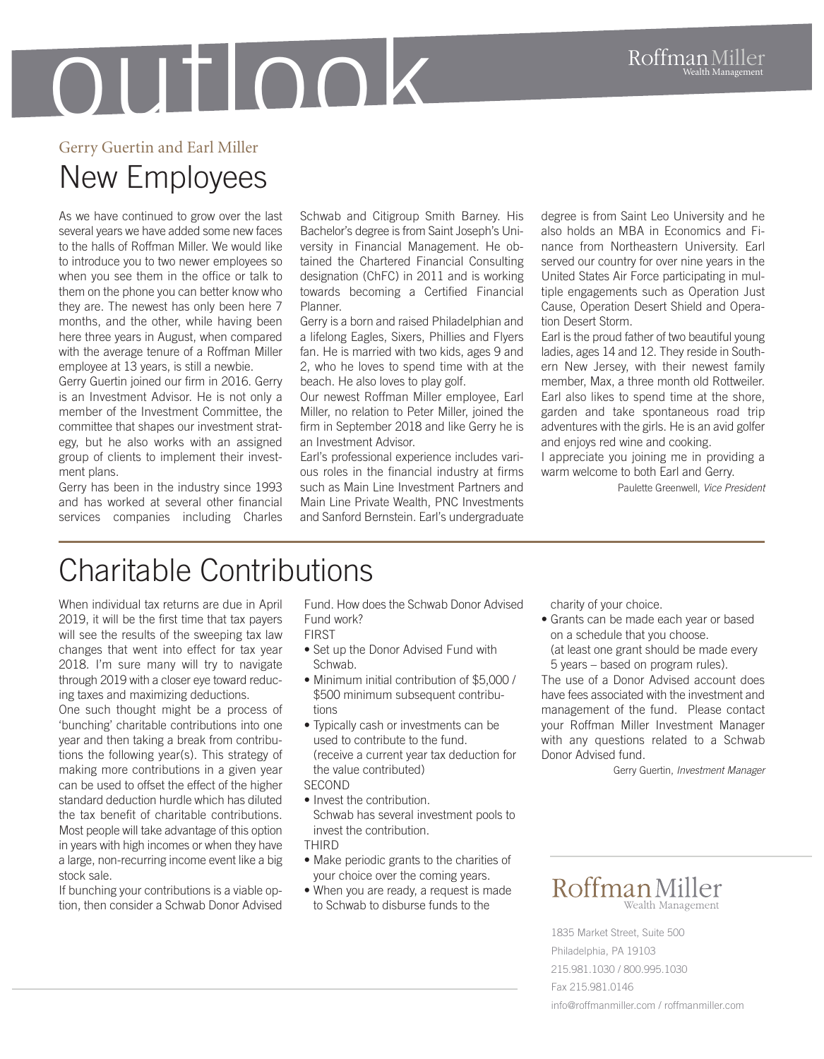# outlook

Roffman Miller Wealth Management

Gerry Guertin and Earl Miller

## New Employees

As we have continued to grow over the last several years we have added some new faces to the halls of Roffman Miller. We would like to introduce you to two newer employees so when you see them in the office or talk to them on the phone you can better know who they are. The newest has only been here 7 months, and the other, while having been here three years in August, when compared with the average tenure of a Roffman Miller employee at 13 years, is still a newbie.

Gerry Guertin joined our firm in 2016. Gerry is an Investment Advisor. He is not only a member of the Investment Committee, the committee that shapes our investment strategy, but he also works with an assigned group of clients to implement their investment plans.

Gerry has been in the industry since 1993 and has worked at several other financial services companies including Charles Schwab and Citigroup Smith Barney. His Bachelor's degree is from Saint Joseph's University in Financial Management. He obtained the Chartered Financial Consulting designation (ChFC) in 2011 and is working towards becoming a Certified Financial Planner.

Gerry is a born and raised Philadelphian and a lifelong Eagles, Sixers, Phillies and Flyers fan. He is married with two kids, ages 9 and 2, who he loves to spend time with at the beach. He also loves to play golf.

Our newest Roffman Miller employee, Earl Miller, no relation to Peter Miller, joined the firm in September 2018 and like Gerry he is an Investment Advisor.

Earl's professional experience includes various roles in the financial industry at firms such as Main Line Investment Partners and Main Line Private Wealth, PNC Investments and Sanford Bernstein. Earl's undergraduate degree is from Saint Leo University and he also holds an MBA in Economics and Finance from Northeastern University. Earl served our country for over nine years in the United States Air Force participating in multiple engagements such as Operation Just Cause, Operation Desert Shield and Operation Desert Storm.

Earl is the proud father of two beautiful young ladies, ages 14 and 12. They reside in Southern New Jersey, with their newest family member, Max, a three month old Rottweiler. Earl also likes to spend time at the shore, garden and take spontaneous road trip adventures with the girls. He is an avid golfer and enjoys red wine and cooking.

I appreciate you joining me in providing a warm welcome to both Earl and Gerry.

Paulette Greenwell, *Vice President*

## Charitable Contributions

When individual tax returns are due in April 2019, it will be the first time that tax payers will see the results of the sweeping tax law changes that went into effect for tax year 2018. I'm sure many will try to navigate through 2019 with a closer eye toward reducing taxes and maximizing deductions.

One such thought might be a process of 'bunching' charitable contributions into one year and then taking a break from contributions the following year(s). This strategy of making more contributions in a given year can be used to offset the effect of the higher standard deduction hurdle which has diluted the tax benefit of charitable contributions. Most people will take advantage of this option in years with high incomes or when they have a large, non-recurring income event like a big stock sale.

If bunching your contributions is a viable option, then consider a Schwab Donor Advised Fund. How does the Schwab Donor Advised Fund work?

FIRST

- Set up the Donor Advised Fund with Schwab.
- Minimum initial contribution of $5,000 / $500 minimum subsequent contributions
- Typically cash or investments can be used to contribute to the fund. (receive a current year tax deduction for the value contributed)

SECOND

- Invest the contribution. Schwab has several investment pools to invest the contribution.

THIRD

- Make periodic grants to the charities of your choice over the coming years.
- When you are ready, a request is made to Schwab to disburse funds to the charity of your choice.
- Grants can be made each year or based on a schedule that you choose. (at least one grant should be made every 5 years – based on program rules).

The use of a Donor Advised account does have fees associated with the investment and management of the fund. Please contact your Roffman Miller Investment Manager with any questions related to a Schwab Donor Advised fund.

Gerry Guertin, *Investment Manager*

Roffman Miller Wealth Management

1835 Market Street, Suite 500
Philadelphia, PA 19103
215.981.1030 / 800.995.1030
Fax 215.981.0146
info@roffmanmiller.com / roffmanmiller.com